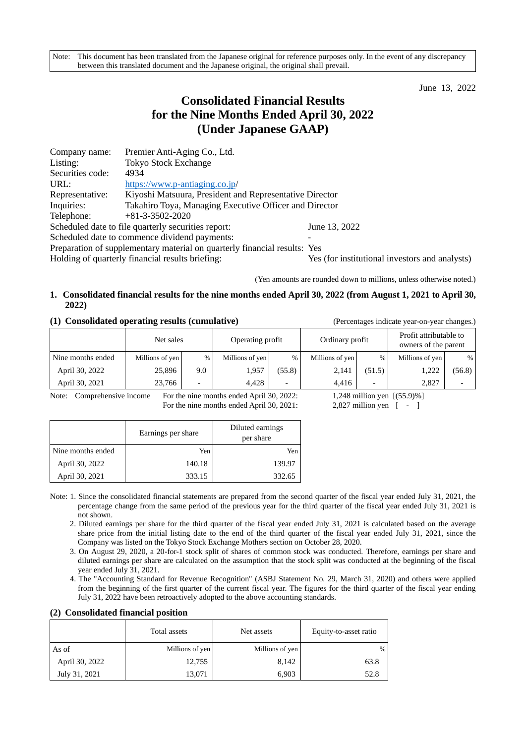Note: This document has been translated from the Japanese original for reference purposes only. In the event of any discrepancy between this translated document and the Japanese original, the original shall prevail.

June 13, 2022

# Consolidated Financial Results for the Nine Months Ended April 30, 2022 (Under Japanese GAAP)

| | |
|---|---|
| Company name: | Premier Anti-Aging Co., Ltd. |
| Listing: | Tokyo Stock Exchange |
| Securities code: | 4934 |
| URL: | https://www.p-antiaging.co.jp/ |
| Representative: | Kiyoshi Matsuura, President and Representative Director |
| Inquiries: | Takahiro Toya, Managing Executive Officer and Director |
| Telephone: | +81-3-3502-2020 |

Scheduled date to file quarterly securities report: June 13, 2022
Scheduled date to commence dividend payments: -
Preparation of supplementary material on quarterly financial results: Yes
Holding of quarterly financial results briefing: Yes (for institutional investors and analysts)

(Yen amounts are rounded down to millions, unless otherwise noted.)

## 1. Consolidated financial results for the nine months ended April 30, 2022 (from August 1, 2021 to April 30, 2022)

### (1) Consolidated operating results (cumulative)

(Percentages indicate year-on-year changes.)

| | Net sales | | Operating profit | | Ordinary profit | | Profit attributable to owners of the parent | |
|---|---|---|---|---|---|---|---|---|
| Nine months ended | Millions of yen | % | Millions of yen | % | Millions of yen | % | Millions of yen | % |
| April 30, 2022 | 25,896 | 9.0 | 1,957 | (55.8) | 2,141 | (51.5) | 1,222 | (56.8) |
| April 30, 2021 | 23,766 | - | 4,428 | - | 4,416 | - | 2,827 | - |

Note: Comprehensive income
For the nine months ended April 30, 2022: 1,248 million yen [(55.9)%]
For the nine months ended April 30, 2021: 2,827 million yen [ - ]

| | Earnings per share | Diluted earnings per share |
|---|---|---|
| Nine months ended | Yen | Yen |
| April 30, 2022 | 140.18 | 139.97 |
| April 30, 2021 | 333.15 | 332.65 |

Note:
1. Since the consolidated financial statements are prepared from the second quarter of the fiscal year ended July 31, 2021, the percentage change from the same period of the previous year for the third quarter of the fiscal year ended July 31, 2021 is not shown.
2. Diluted earnings per share for the third quarter of the fiscal year ended July 31, 2021 is calculated based on the average share price from the initial listing date to the end of the third quarter of the fiscal year ended July 31, 2021, since the Company was listed on the Tokyo Stock Exchange Mothers section on October 28, 2020.
3. On August 29, 2020, a 20-for-1 stock split of shares of common stock was conducted. Therefore, earnings per share and diluted earnings per share are calculated on the assumption that the stock split was conducted at the beginning of the fiscal year ended July 31, 2021.
4. The "Accounting Standard for Revenue Recognition" (ASBJ Statement No. 29, March 31, 2020) and others were applied from the beginning of the first quarter of the current fiscal year. The figures for the third quarter of the fiscal year ending July 31, 2022 have been retroactively adopted to the above accounting standards.

### (2) Consolidated financial position

| | Total assets | Net assets | Equity-to-asset ratio |
|---|---|---|---|
| As of | Millions of yen | Millions of yen | % |
| April 30, 2022 | 12,755 | 8,142 | 63.8 |
| July 31, 2021 | 13,071 | 6,903 | 52.8 |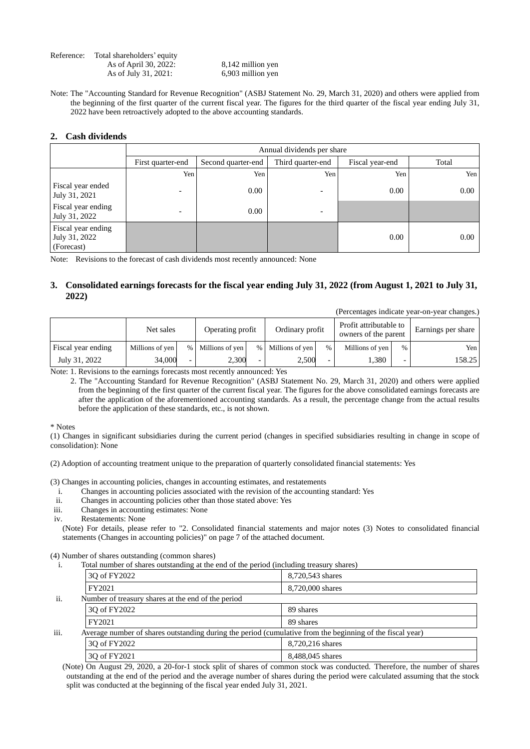Reference: Total shareholders' equity

| | |
|---|---|
| As of April 30, 2022: | 8,142 million yen |
| As of July 31, 2021: | 6,903 million yen |

Note: The "Accounting Standard for Revenue Recognition" (ASBJ Statement No. 29, March 31, 2020) and others were applied from the beginning of the first quarter of the current fiscal year. The figures for the third quarter of the fiscal year ending July 31, 2022 have been retroactively adopted to the above accounting standards.

## 2. Cash dividends

| | Annual dividends per share | | | | |
|---|---|---|---|---|---|
| | First quarter-end | Second quarter-end | Third quarter-end | Fiscal year-end | Total |
| | Yen | Yen | Yen | Yen | Yen |
| Fiscal year ended July 31, 2021 | - | 0.00 | - | 0.00 | 0.00 |
| Fiscal year ending July 31, 2022 | - | 0.00 | - | | |
| Fiscal year ending July 31, 2022 (Forecast) | | | | 0.00 | 0.00 |

Note: Revisions to the forecast of cash dividends most recently announced: None

## 3. Consolidated earnings forecasts for the fiscal year ending July 31, 2022 (from August 1, 2021 to July 31, 2022)

(Percentages indicate year-on-year changes.)

| | Net sales | | Operating profit | | Ordinary profit | | Profit attributable to owners of the parent | | Earnings per share |
|---|---|---|---|---|---|---|---|---|---|
| Fiscal year ending | Millions of yen | % | Millions of yen | % | Millions of yen | % | Millions of yen | % | Yen |
| July 31, 2022 | 34,000 | - | 2,300 | - | 2,500 | - | 1,380 | - | 158.25 |

Note: 1. Revisions to the earnings forecasts most recently announced: Yes

2. The "Accounting Standard for Revenue Recognition" (ASBJ Statement No. 29, March 31, 2020) and others were applied from the beginning of the first quarter of the current fiscal year. The figures for the above consolidated earnings forecasts are after the application of the aforementioned accounting standards. As a result, the percentage change from the actual results before the application of these standards, etc., is not shown.

\* Notes

(1) Changes in significant subsidiaries during the current period (changes in specified subsidiaries resulting in change in scope of consolidation): None

(2) Adoption of accounting treatment unique to the preparation of quarterly consolidated financial statements: Yes

(3) Changes in accounting policies, changes in accounting estimates, and restatements

i. Changes in accounting policies associated with the revision of the accounting standard: Yes
ii. Changes in accounting policies other than those stated above: Yes
iii. Changes in accounting estimates: None
iv. Restatements: None

(Note) For details, please refer to "2. Consolidated financial statements and major notes (3) Notes to consolidated financial statements (Changes in accounting policies)" on page 7 of the attached document.

(4) Number of shares outstanding (common shares)

i. Total number of shares outstanding at the end of the period (including treasury shares)

| | |
|---|---|
| 3Q of FY2022 | 8,720,543 shares |
| FY2021 | 8,720,000 shares |

ii. Number of treasury shares at the end of the period

| | |
|---|---|
| 3Q of FY2022 | 89 shares |
| FY2021 | 89 shares |

iii. Average number of shares outstanding during the period (cumulative from the beginning of the fiscal year)

| | |
|---|---|
| 3Q of FY2022 | 8,720,216 shares |
| 3Q of FY2021 | 8,488,045 shares |

(Note) On August 29, 2020, a 20-for-1 stock split of shares of common stock was conducted. Therefore, the number of shares outstanding at the end of the period and the average number of shares during the period were calculated assuming that the stock split was conducted at the beginning of the fiscal year ended July 31, 2021.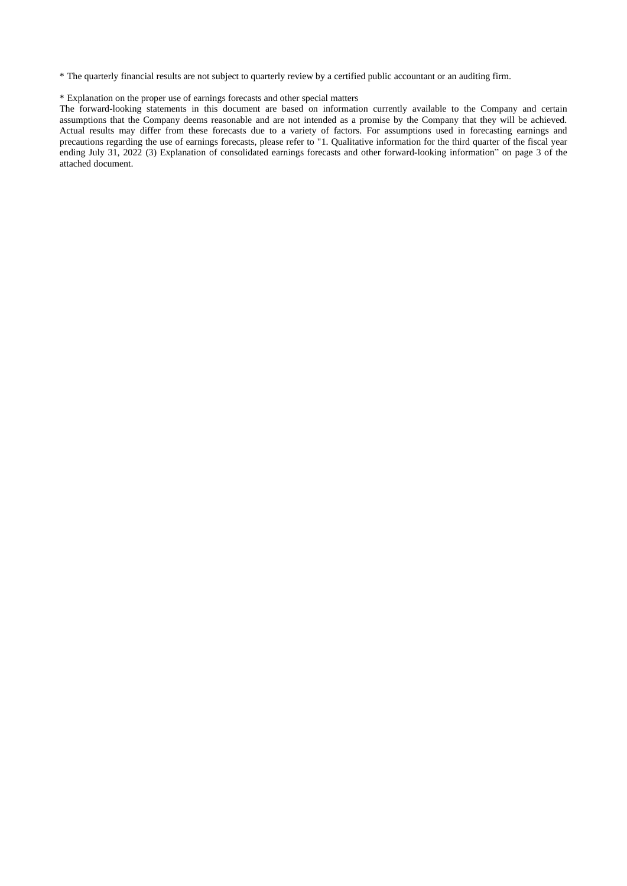* The quarterly financial results are not subject to quarterly review by a certified public accountant or an auditing firm.

* Explanation on the proper use of earnings forecasts and other special matters

The forward-looking statements in this document are based on information currently available to the Company and certain assumptions that the Company deems reasonable and are not intended as a promise by the Company that they will be achieved. Actual results may differ from these forecasts due to a variety of factors. For assumptions used in forecasting earnings and precautions regarding the use of earnings forecasts, please refer to "1. Qualitative information for the third quarter of the fiscal year ending July 31, 2022 (3) Explanation of consolidated earnings forecasts and other forward-looking information" on page 3 of the attached document.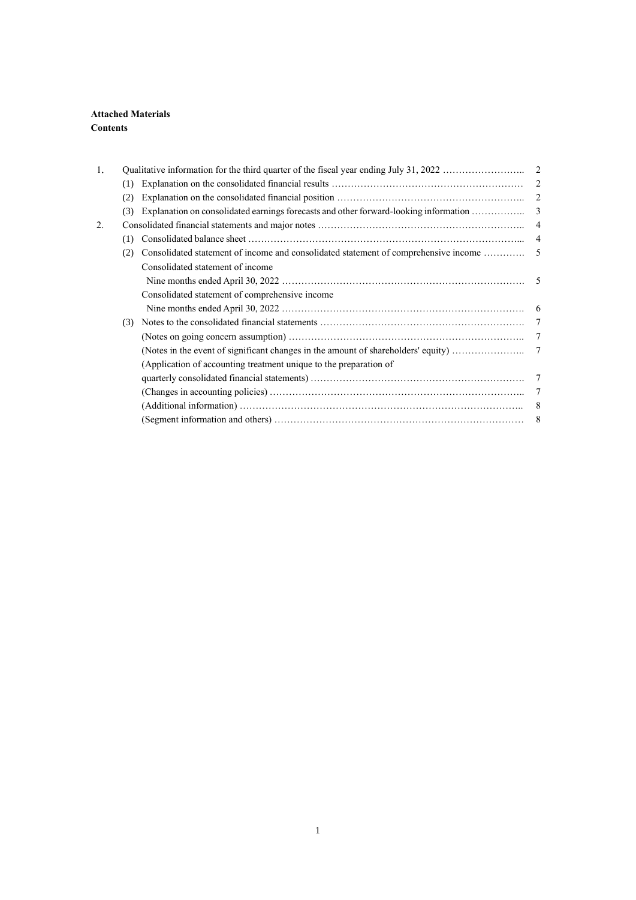**Attached Materials**
**Contents**

| | | | |
|---|---|---|---|
| 1. | Qualitative information for the third quarter of the fiscal year ending July 31, 2022 …………………….. | | 2 |
| | (1) | Explanation on the consolidated financial results …………………………………………………… | 2 |
| | (2) | Explanation on the consolidated financial position ………………………………………………….. | 2 |
| | (3) | Explanation on consolidated earnings forecasts and other forward-looking information …………….. | 3 |
| 2. | Consolidated financial statements and major notes ……………………………………………………….. | | 4 |
| | (1) | Consolidated balance sheet …………………………………………………………………………... | 4 |
| | (2) | Consolidated statement of income and consolidated statement of comprehensive income …………. | 5 |
| | | Consolidated statement of income | |
| | | Nine months ended April 30, 2022 ………………………………………………………………… | 5 |
| | | Consolidated statement of comprehensive income | |
| | | Nine months ended April 30, 2022 ………………………………………………………………… | 6 |
| | (3) | Notes to the consolidated financial statements ………………………………………………………. | 7 |
| | | (Notes on going concern assumption) ……………………………………………………………….. | 7 |
| | | (Notes in the event of significant changes in the amount of shareholders' equity) ………………….. | 7 |
| | | (Application of accounting treatment unique to the preparation of quarterly consolidated financial statements) …………………………………………………………. | 7 |
| | | (Changes in accounting policies) ……………………………………………………………………... | 7 |
| | | (Additional information) ……………………………………………………………………………….. | 8 |
| | | (Segment information and others) …………………………………………………………………… | 8 |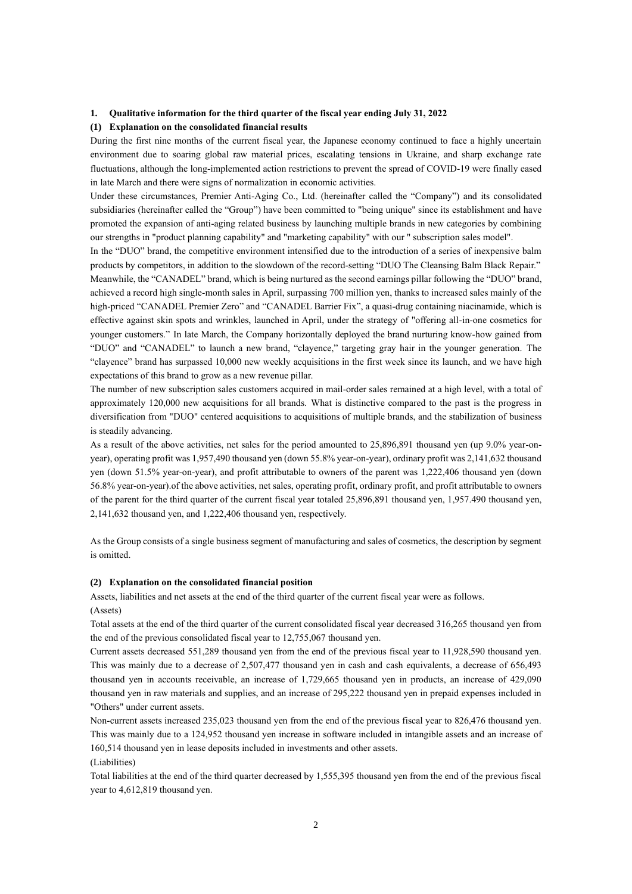## 1. Qualitative information for the third quarter of the fiscal year ending July 31, 2022

### (1) Explanation on the consolidated financial results

During the first nine months of the current fiscal year, the Japanese economy continued to face a highly uncertain environment due to soaring global raw material prices, escalating tensions in Ukraine, and sharp exchange rate fluctuations, although the long-implemented action restrictions to prevent the spread of COVID-19 were finally eased in late March and there were signs of normalization in economic activities.

Under these circumstances, Premier Anti-Aging Co., Ltd. (hereinafter called the "Company") and its consolidated subsidiaries (hereinafter called the "Group") have been committed to "being unique" since its establishment and have promoted the expansion of anti-aging related business by launching multiple brands in new categories by combining our strengths in "product planning capability" and "marketing capability" with our " subscription sales model".

In the "DUO" brand, the competitive environment intensified due to the introduction of a series of inexpensive balm products by competitors, in addition to the slowdown of the record-setting "DUO The Cleansing Balm Black Repair." Meanwhile, the "CANADEL" brand, which is being nurtured as the second earnings pillar following the "DUO" brand, achieved a record high single-month sales in April, surpassing 700 million yen, thanks to increased sales mainly of the high-priced "CANADEL Premier Zero" and "CANADEL Barrier Fix", a quasi-drug containing niacinamide, which is effective against skin spots and wrinkles, launched in April, under the strategy of "offering all-in-one cosmetics for younger customers." In late March, the Company horizontally deployed the brand nurturing know-how gained from "DUO" and "CANADEL" to launch a new brand, "clayence," targeting gray hair in the younger generation. The "clayence" brand has surpassed 10,000 new weekly acquisitions in the first week since its launch, and we have high expectations of this brand to grow as a new revenue pillar.

The number of new subscription sales customers acquired in mail-order sales remained at a high level, with a total of approximately 120,000 new acquisitions for all brands. What is distinctive compared to the past is the progress in diversification from "DUO" centered acquisitions to acquisitions of multiple brands, and the stabilization of business is steadily advancing.

As a result of the above activities, net sales for the period amounted to 25,896,891 thousand yen (up 9.0% year-on-year), operating profit was 1,957,490 thousand yen (down 55.8% year-on-year), ordinary profit was 2,141,632 thousand yen (down 51.5% year-on-year), and profit attributable to owners of the parent was 1,222,406 thousand yen (down 56.8% year-on-year).of the above activities, net sales, operating profit, ordinary profit, and profit attributable to owners of the parent for the third quarter of the current fiscal year totaled 25,896,891 thousand yen, 1,957.490 thousand yen, 2,141,632 thousand yen, and 1,222,406 thousand yen, respectively.

As the Group consists of a single business segment of manufacturing and sales of cosmetics, the description by segment is omitted.

### (2) Explanation on the consolidated financial position

Assets, liabilities and net assets at the end of the third quarter of the current fiscal year were as follows.

(Assets)

Total assets at the end of the third quarter of the current consolidated fiscal year decreased 316,265 thousand yen from the end of the previous consolidated fiscal year to 12,755,067 thousand yen.

Current assets decreased 551,289 thousand yen from the end of the previous fiscal year to 11,928,590 thousand yen. This was mainly due to a decrease of 2,507,477 thousand yen in cash and cash equivalents, a decrease of 656,493 thousand yen in accounts receivable, an increase of 1,729,665 thousand yen in products, an increase of 429,090 thousand yen in raw materials and supplies, and an increase of 295,222 thousand yen in prepaid expenses included in "Others" under current assets.

Non-current assets increased 235,023 thousand yen from the end of the previous fiscal year to 826,476 thousand yen. This was mainly due to a 124,952 thousand yen increase in software included in intangible assets and an increase of 160,514 thousand yen in lease deposits included in investments and other assets.

(Liabilities)

Total liabilities at the end of the third quarter decreased by 1,555,395 thousand yen from the end of the previous fiscal year to 4,612,819 thousand yen.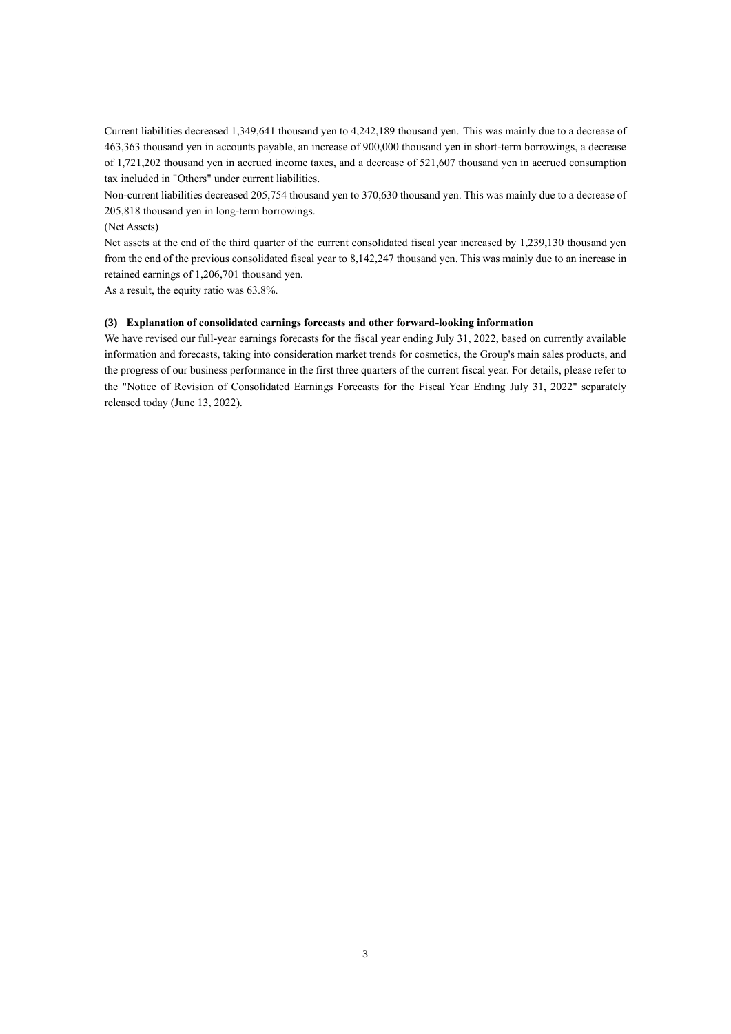Current liabilities decreased 1,349,641 thousand yen to 4,242,189 thousand yen. This was mainly due to a decrease of 463,363 thousand yen in accounts payable, an increase of 900,000 thousand yen in short-term borrowings, a decrease of 1,721,202 thousand yen in accrued income taxes, and a decrease of 521,607 thousand yen in accrued consumption tax included in "Others" under current liabilities.

Non-current liabilities decreased 205,754 thousand yen to 370,630 thousand yen. This was mainly due to a decrease of 205,818 thousand yen in long-term borrowings.

(Net Assets)

Net assets at the end of the third quarter of the current consolidated fiscal year increased by 1,239,130 thousand yen from the end of the previous consolidated fiscal year to 8,142,247 thousand yen. This was mainly due to an increase in retained earnings of 1,206,701 thousand yen.

As a result, the equity ratio was 63.8%.

### (3) Explanation of consolidated earnings forecasts and other forward-looking information

We have revised our full-year earnings forecasts for the fiscal year ending July 31, 2022, based on currently available information and forecasts, taking into consideration market trends for cosmetics, the Group's main sales products, and the progress of our business performance in the first three quarters of the current fiscal year. For details, please refer to the "Notice of Revision of Consolidated Earnings Forecasts for the Fiscal Year Ending July 31, 2022" separately released today (June 13, 2022).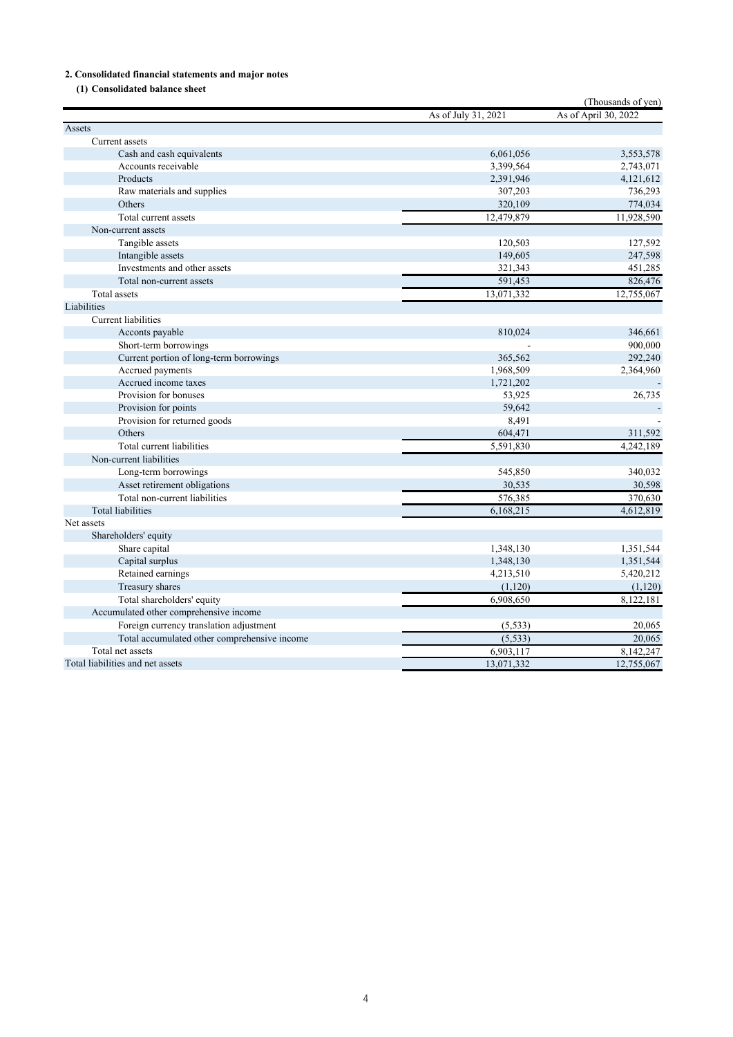**2. Consolidated financial statements and major notes**

**(1) Consolidated balance sheet**

(Thousands of yen)

| | As of July 31, 2021 | As of April 30, 2022 |
|---|---|---|
| Assets | | |
| Current assets | | |
| Cash and cash equivalents | 6,061,056 | 3,553,578 |
| Accounts receivable | 3,399,564 | 2,743,071 |
| Products | 2,391,946 | 4,121,612 |
| Raw materials and supplies | 307,203 | 736,293 |
| Others | 320,109 | 774,034 |
| Total current assets | 12,479,879 | 11,928,590 |
| Non-current assets | | |
| Tangible assets | 120,503 | 127,592 |
| Intangible assets | 149,605 | 247,598 |
| Investments and other assets | 321,343 | 451,285 |
| Total non-current assets | 591,453 | 826,476 |
| Total assets | 13,071,332 | 12,755,067 |
| Liabilities | | |
| Current liabilities | | |
| Acconts payable | 810,024 | 346,661 |
| Short-term borrowings | - | 900,000 |
| Current portion of long-term borrowings | 365,562 | 292,240 |
| Accrued payments | 1,968,509 | 2,364,960 |
| Accrued income taxes | 1,721,202 | - |
| Provision for bonuses | 53,925 | 26,735 |
| Provision for points | 59,642 | - |
| Provision for returned goods | 8,491 | - |
| Others | 604,471 | 311,592 |
| Total current liabilities | 5,591,830 | 4,242,189 |
| Non-current liabilities | | |
| Long-term borrowings | 545,850 | 340,032 |
| Asset retirement obligations | 30,535 | 30,598 |
| Total non-current liabilities | 576,385 | 370,630 |
| Total liabilities | 6,168,215 | 4,612,819 |
| Net assets | | |
| Shareholders' equity | | |
| Share capital | 1,348,130 | 1,351,544 |
| Capital surplus | 1,348,130 | 1,351,544 |
| Retained earnings | 4,213,510 | 5,420,212 |
| Treasury shares | (1,120) | (1,120) |
| Total shareholders' equity | 6,908,650 | 8,122,181 |
| Accumulated other comprehensive income | | |
| Foreign currency translation adjustment | (5,533) | 20,065 |
| Total accumulated other comprehensive income | (5,533) | 20,065 |
| Total net assets | 6,903,117 | 8,142,247 |
| Total liabilities and net assets | 13,071,332 | 12,755,067 |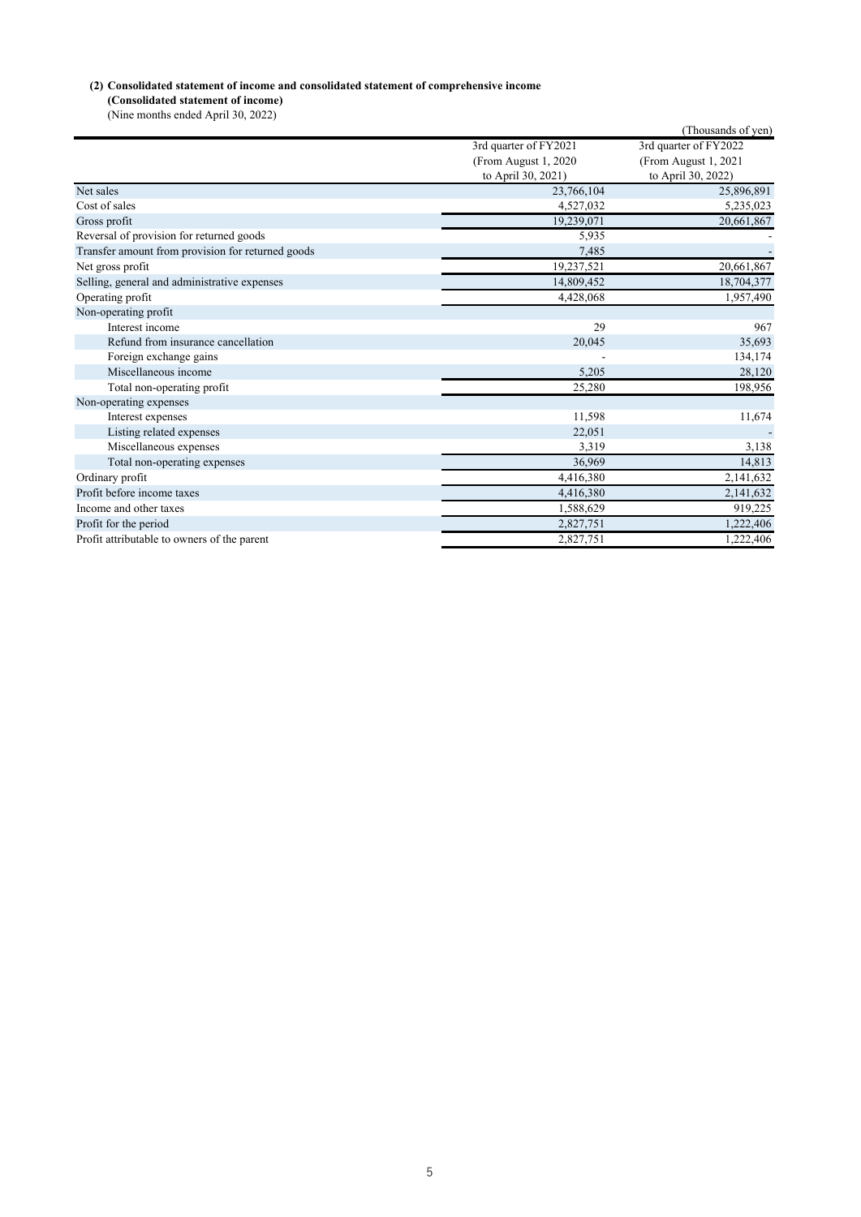**(2) Consolidated statement of income and consolidated statement of comprehensive income**

**(Consolidated statement of income)**

(Nine months ended April 30, 2022)

(Thousands of yen)

| | 3rd quarter of FY2021 (From August 1, 2020 to April 30, 2021) | 3rd quarter of FY2022 (From August 1, 2021 to April 30, 2022) |
|---|---|---|
| Net sales | 23,766,104 | 25,896,891 |
| Cost of sales | 4,527,032 | 5,235,023 |
| Gross profit | 19,239,071 | 20,661,867 |
| Reversal of provision for returned goods | 5,935 | - |
| Transfer amount from provision for returned goods | 7,485 | - |
| Net gross profit | 19,237,521 | 20,661,867 |
| Selling, general and administrative expenses | 14,809,452 | 18,704,377 |
| Operating profit | 4,428,068 | 1,957,490 |
| Non-operating profit | | |
| Interest income | 29 | 967 |
| Refund from insurance cancellation | 20,045 | 35,693 |
| Foreign exchange gains | - | 134,174 |
| Miscellaneous income | 5,205 | 28,120 |
| Total non-operating profit | 25,280 | 198,956 |
| Non-operating expenses | | |
| Interest expenses | 11,598 | 11,674 |
| Listing related expenses | 22,051 | - |
| Miscellaneous expenses | 3,319 | 3,138 |
| Total non-operating expenses | 36,969 | 14,813 |
| Ordinary profit | 4,416,380 | 2,141,632 |
| Profit before income taxes | 4,416,380 | 2,141,632 |
| Income and other taxes | 1,588,629 | 919,225 |
| Profit for the period | 2,827,751 | 1,222,406 |
| Profit attributable to owners of the parent | 2,827,751 | 1,222,406 |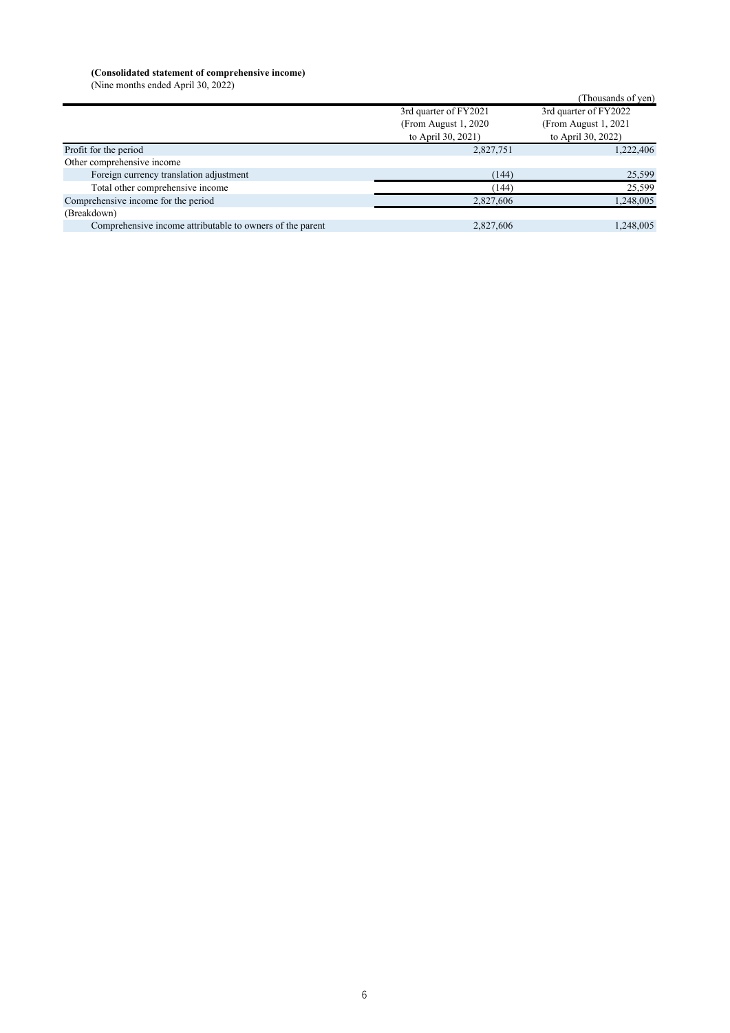**(Consolidated statement of comprehensive income)**

(Nine months ended April 30, 2022)

(Thousands of yen)

| | 3rd quarter of FY2021 (From August 1, 2020 to April 30, 2021) | 3rd quarter of FY2022 (From August 1, 2021 to April 30, 2022) |
|---|---|---|
| Profit for the period | 2,827,751 | 1,222,406 |
| Other comprehensive income | | |
| Foreign currency translation adjustment | (144) | 25,599 |
| Total other comprehensive income | (144) | 25,599 |
| Comprehensive income for the period | 2,827,606 | 1,248,005 |
| (Breakdown) | | |
| Comprehensive income attributable to owners of the parent | 2,827,606 | 1,248,005 |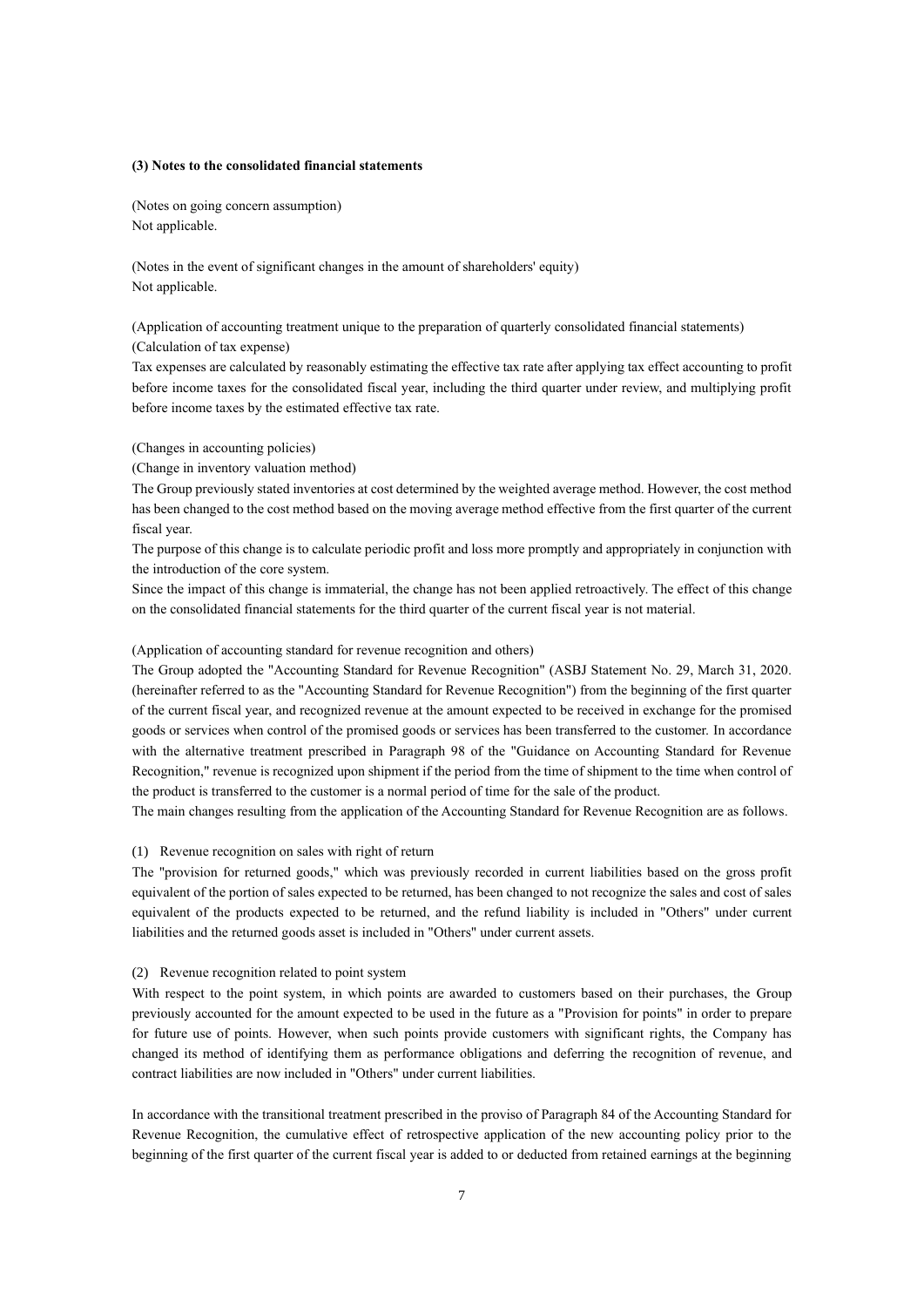### (3) Notes to the consolidated financial statements

(Notes on going concern assumption)
Not applicable.

(Notes in the event of significant changes in the amount of shareholders' equity)
Not applicable.

(Application of accounting treatment unique to the preparation of quarterly consolidated financial statements)
(Calculation of tax expense)
Tax expenses are calculated by reasonably estimating the effective tax rate after applying tax effect accounting to profit before income taxes for the consolidated fiscal year, including the third quarter under review, and multiplying profit before income taxes by the estimated effective tax rate.

(Changes in accounting policies)
(Change in inventory valuation method)
The Group previously stated inventories at cost determined by the weighted average method. However, the cost method has been changed to the cost method based on the moving average method effective from the first quarter of the current fiscal year.
The purpose of this change is to calculate periodic profit and loss more promptly and appropriately in conjunction with the introduction of the core system.
Since the impact of this change is immaterial, the change has not been applied retroactively. The effect of this change on the consolidated financial statements for the third quarter of the current fiscal year is not material.

(Application of accounting standard for revenue recognition and others)
The Group adopted the "Accounting Standard for Revenue Recognition" (ASBJ Statement No. 29, March 31, 2020. (hereinafter referred to as the "Accounting Standard for Revenue Recognition") from the beginning of the first quarter of the current fiscal year, and recognized revenue at the amount expected to be received in exchange for the promised goods or services when control of the promised goods or services has been transferred to the customer. In accordance with the alternative treatment prescribed in Paragraph 98 of the "Guidance on Accounting Standard for Revenue Recognition," revenue is recognized upon shipment if the period from the time of shipment to the time when control of the product is transferred to the customer is a normal period of time for the sale of the product.
The main changes resulting from the application of the Accounting Standard for Revenue Recognition are as follows.

(1) Revenue recognition on sales with right of return
The "provision for returned goods," which was previously recorded in current liabilities based on the gross profit equivalent of the portion of sales expected to be returned, has been changed to not recognize the sales and cost of sales equivalent of the products expected to be returned, and the refund liability is included in "Others" under current liabilities and the returned goods asset is included in "Others" under current assets.

(2) Revenue recognition related to point system
With respect to the point system, in which points are awarded to customers based on their purchases, the Group previously accounted for the amount expected to be used in the future as a "Provision for points" in order to prepare for future use of points. However, when such points provide customers with significant rights, the Company has changed its method of identifying them as performance obligations and deferring the recognition of revenue, and contract liabilities are now included in "Others" under current liabilities.

In accordance with the transitional treatment prescribed in the proviso of Paragraph 84 of the Accounting Standard for Revenue Recognition, the cumulative effect of retrospective application of the new accounting policy prior to the beginning of the first quarter of the current fiscal year is added to or deducted from retained earnings at the beginning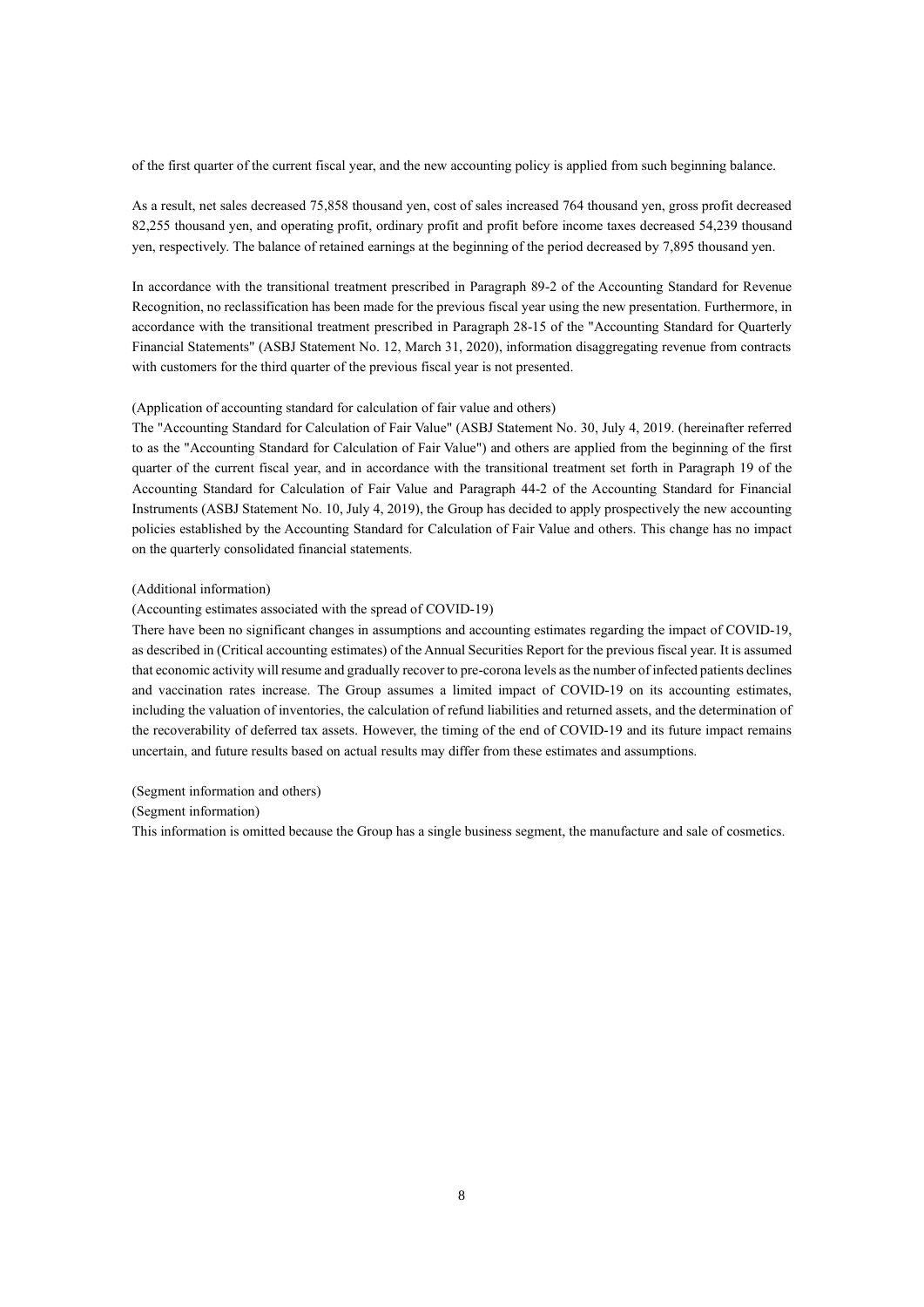of the first quarter of the current fiscal year, and the new accounting policy is applied from such beginning balance.

As a result, net sales decreased 75,858 thousand yen, cost of sales increased 764 thousand yen, gross profit decreased 82,255 thousand yen, and operating profit, ordinary profit and profit before income taxes decreased 54,239 thousand yen, respectively. The balance of retained earnings at the beginning of the period decreased by 7,895 thousand yen.

In accordance with the transitional treatment prescribed in Paragraph 89-2 of the Accounting Standard for Revenue Recognition, no reclassification has been made for the previous fiscal year using the new presentation. Furthermore, in accordance with the transitional treatment prescribed in Paragraph 28-15 of the "Accounting Standard for Quarterly Financial Statements" (ASBJ Statement No. 12, March 31, 2020), information disaggregating revenue from contracts with customers for the third quarter of the previous fiscal year is not presented.

(Application of accounting standard for calculation of fair value and others)

The "Accounting Standard for Calculation of Fair Value" (ASBJ Statement No. 30, July 4, 2019. (hereinafter referred to as the "Accounting Standard for Calculation of Fair Value") and others are applied from the beginning of the first quarter of the current fiscal year, and in accordance with the transitional treatment set forth in Paragraph 19 of the Accounting Standard for Calculation of Fair Value and Paragraph 44-2 of the Accounting Standard for Financial Instruments (ASBJ Statement No. 10, July 4, 2019), the Group has decided to apply prospectively the new accounting policies established by the Accounting Standard for Calculation of Fair Value and others. This change has no impact on the quarterly consolidated financial statements.

(Additional information)

(Accounting estimates associated with the spread of COVID-19)

There have been no significant changes in assumptions and accounting estimates regarding the impact of COVID-19, as described in (Critical accounting estimates) of the Annual Securities Report for the previous fiscal year. It is assumed that economic activity will resume and gradually recover to pre-corona levels as the number of infected patients declines and vaccination rates increase. The Group assumes a limited impact of COVID-19 on its accounting estimates, including the valuation of inventories, the calculation of refund liabilities and returned assets, and the determination of the recoverability of deferred tax assets. However, the timing of the end of COVID-19 and its future impact remains uncertain, and future results based on actual results may differ from these estimates and assumptions.

(Segment information and others)

(Segment information)

This information is omitted because the Group has a single business segment, the manufacture and sale of cosmetics.